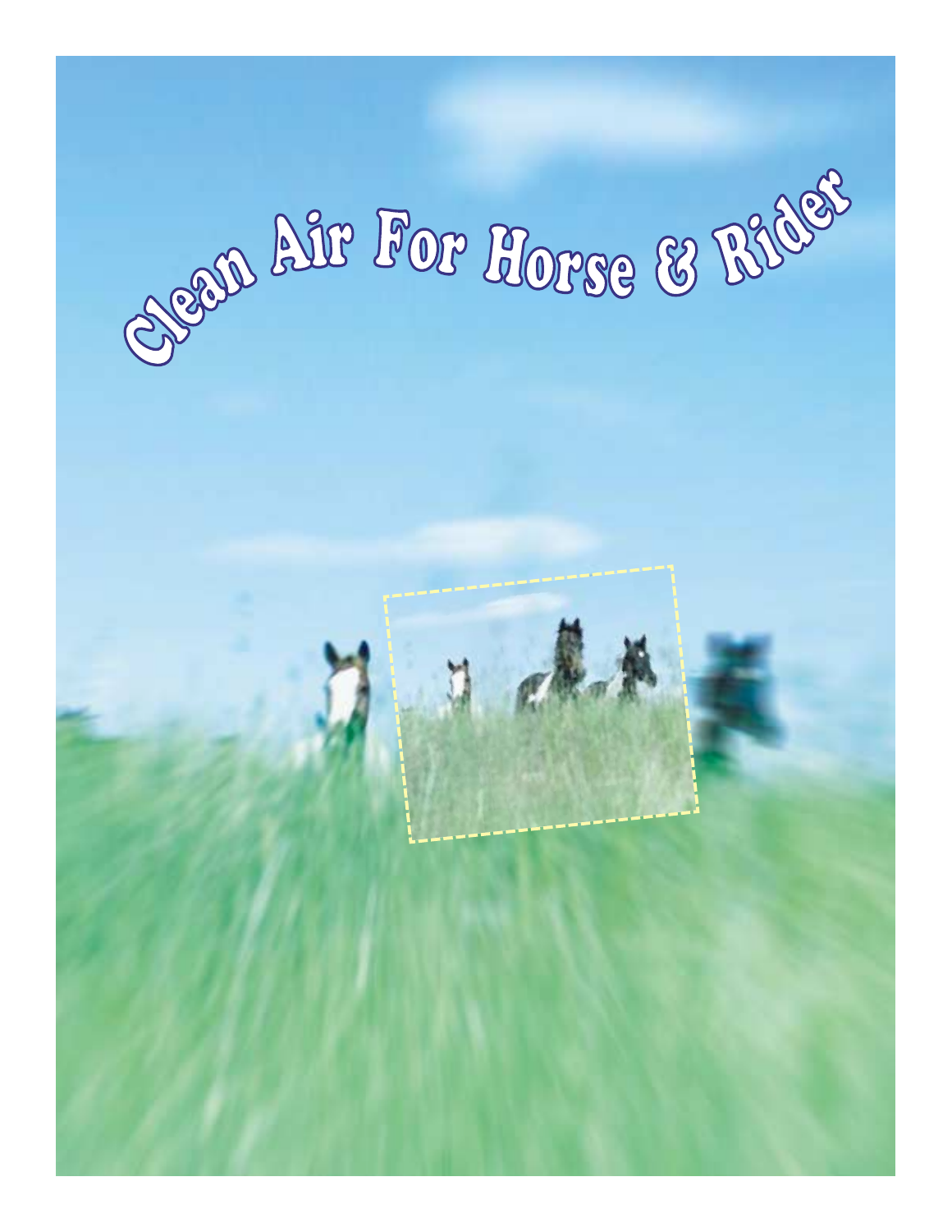# Clean Air For Horse & Rider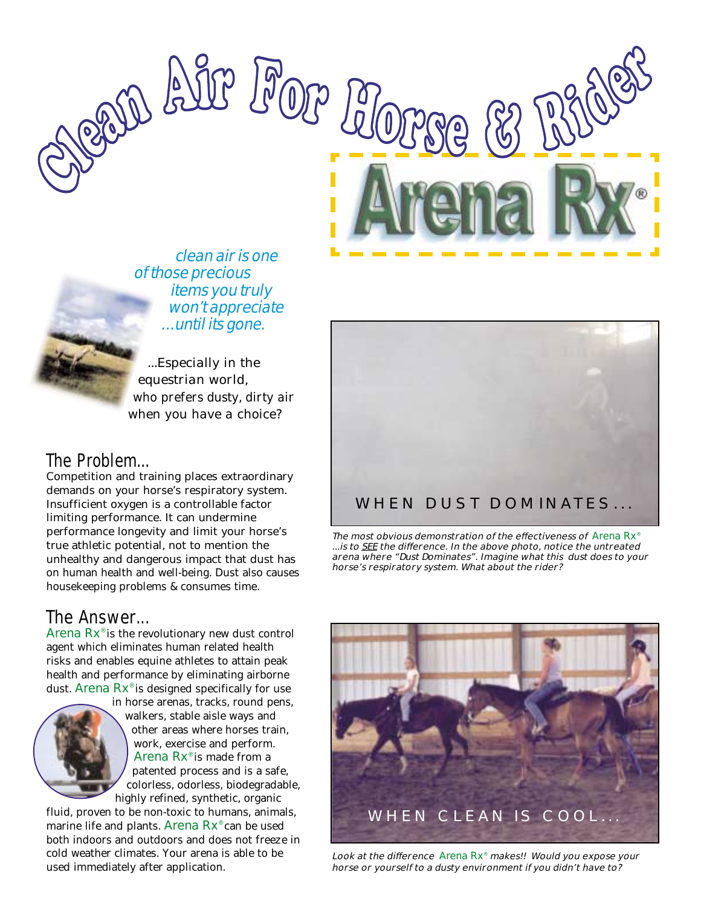# Clean Air For Horse & Rider

# Arena Rx®

*clean air is one of those precious items you truly won't appreciate ...until its gone.*

...Especially in the equestrian world, who prefers dusty, dirty air when you have a choice?

## The Problem...

Competition and training places extraordinary demands on your horse's respiratory system. Insufficient oxygen is a controllable factor limiting performance. It can undermine performance longevity and limit your horse's true athletic potential, not to mention the unhealthy and dangerous impact that dust has on human health and well-being. Dust also causes housekeeping problems & consumes time.

## The Answer...

Arena Rx® is the revolutionary new dust control agent which eliminates human related health risks and enables equine athletes to attain peak health and performance by eliminating airborne dust. Arena Rx® is designed specifically for use in horse arenas, tracks, round pens, walkers, stable aisle ways and other areas where horses train, work, exercise and perform. Arena Rx® is made from a patented process and is a safe, colorless, odorless, biodegradable, highly refined, synthetic, organic fluid, proven to be non-toxic to humans, animals, marine life and plants. Arena Rx® can be used both indoors and outdoors and does not freeze in cold weather climates. Your arena is able to be used immediately after application.

WHEN DUST DOMINATES...

*The most obvious demonstration of the effectiveness of Arena Rx® ...is to SEE the difference. In the above photo, notice the untreated arena where "Dust Dominates". Imagine what this dust does to your horse's respiratory system. What about the rider?*

WHEN CLEAN IS COOL...

*Look at the difference Arena Rx® makes!! Would you expose your horse or yourself to a dusty environment if you didn't have to?*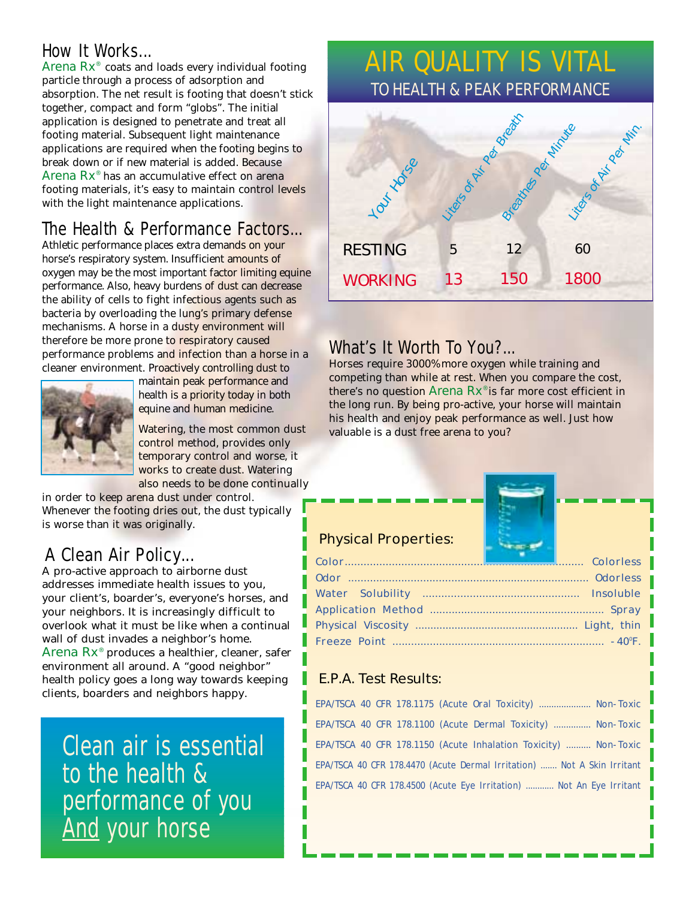## How It Works...

Arena Rx® coats and loads every individual footing particle through a process of adsorption and absorption. The net result is footing that doesn't stick together, compact and form "globs". The initial application is designed to penetrate and treat all footing material. Subsequent light maintenance applications are required when the footing begins to break down or if new material is added. Because Arena Rx® has an accumulative effect on arena footing materials, it's easy to maintain control levels with the light maintenance applications.

## The Health & Performance Factors...

Athletic performance places extra demands on your horse's respiratory system. Insufficient amounts of oxygen may be the most important factor limiting equine performance. Also, heavy burdens of dust can decrease the ability of cells to fight infectious agents such as bacteria by overloading the lung's primary defense mechanisms. A horse in a dusty environment will therefore be more prone to respiratory caused performance problems and infection than a horse in a cleaner environment. Proactively controlling dust to maintain peak performance and health is a priority today in both equine and human medicine.

Watering, the most common dust control method, provides only temporary control and worse, it works to create dust. Watering also needs to be done continually in order to keep arena dust under control. Whenever the footing dries out, the dust typically is worse than it was originally.

## A Clean Air Policy...

A pro-active approach to airborne dust addresses immediate health issues to you, your client's, boarder's, everyone's horses, and your neighbors. It is increasingly difficult to overlook what it must be like when a continual wall of dust invades a neighbor's home. Arena Rx® produces a healthier, cleaner, safer environment all around. A "good neighbor" health policy goes a long way towards keeping clients, boarders and neighbors happy.

**Clean air is essential to the health & performance of you And your horse**

## AIR QUALITY IS VITAL
### TO HEALTH & PEAK PERFORMANCE

| Your Horse | Liters of Air Per Breath | Breathes Per Minute | Liters of Air Per Min. |
|---|---|---|---|
| RESTING | 5 | 12 | 60 |
| WORKING | 13 | 150 | 1800 |

## What's It Worth To You?...

Horses require 3000% more oxygen while training and competing than while at rest. When you compare the cost, there's no question Arena Rx® is far more cost efficient in the long run. By being pro-active, your horse will maintain his health and enjoy peak performance as well. Just how valuable is a dust free arena to you?

### Physical Properties:

| Property | Value |
|---|---|
| Color | Colorless |
| Odor | Odorless |
| Water Solubility | Insoluble |
| Application Method | Spray |
| Physical Viscosity | Light, thin |
| Freeze Point | - 40°F. |

### E.P.A. Test Results:

| Test | Result |
|---|---|
| EPA/TSCA 40 CFR 178.1175 (Acute Oral Toxicity) | Non-Toxic |
| EPA/TSCA 40 CFR 178.1100 (Acute Dermal Toxicity) | Non-Toxic |
| EPA/TSCA 40 CFR 178.1150 (Acute Inhalation Toxicity) | Non-Toxic |
| EPA/TSCA 40 CFR 178.4470 (Acute Dermal Irritation) | Not A Skin Irritant |
| EPA/TSCA 40 CFR 178.4500 (Acute Eye Irritation) | Not An Eye Irritant |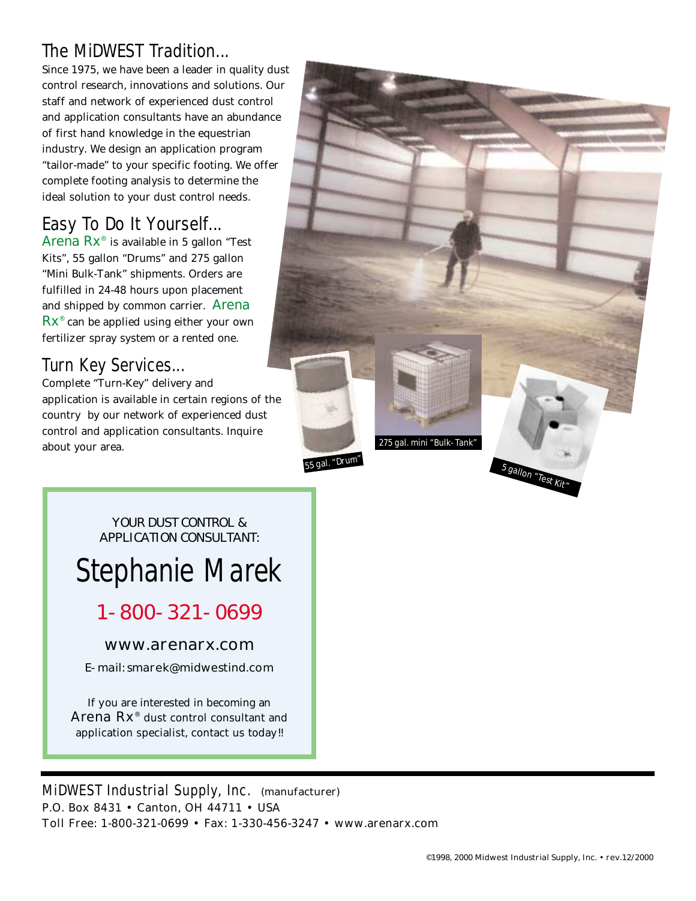## The MiDWEST Tradition...

Since 1975, we have been a leader in quality dust control research, innovations and solutions. Our staff and network of experienced dust control and application consultants have an abundance of first hand knowledge in the equestrian industry. We design an application program "tailor-made" to your specific footing. We offer complete footing analysis to determine the ideal solution to your dust control needs.

## Easy To Do It Yourself...

Arena Rx® is available in 5 gallon "Test Kits", 55 gallon "Drums" and 275 gallon "Mini Bulk-Tank" shipments. Orders are fulfilled in 24-48 hours upon placement and shipped by common carrier. Arena Rx® can be applied using either your own fertilizer spray system or a rented one.

## Turn Key Services...

Complete "Turn-Key" delivery and application is available in certain regions of the country by our network of experienced dust control and application consultants. Inquire about your area.

55 gal. "Drum"

275 gal. mini "Bulk-Tank"

5 gallon "Test Kit"

YOUR DUST CONTROL & APPLICATION CONSULTANT:

# Stephanie Marek

1-800-321-0699

www.arenarx.com

E-mail: smarek@midwestind.com

If you are interested in becoming an Arena Rx® dust control consultant and application specialist, contact us today!!

MiDWEST Industrial Supply, Inc. (manufacturer)
P.O. Box 8431 • Canton, OH 44711 • USA
Toll Free: 1-800-321-0699 • Fax: 1-330-456-3247 • www.arenarx.com

©1998, 2000 Midwest Industrial Supply, Inc. • rev.12/2000